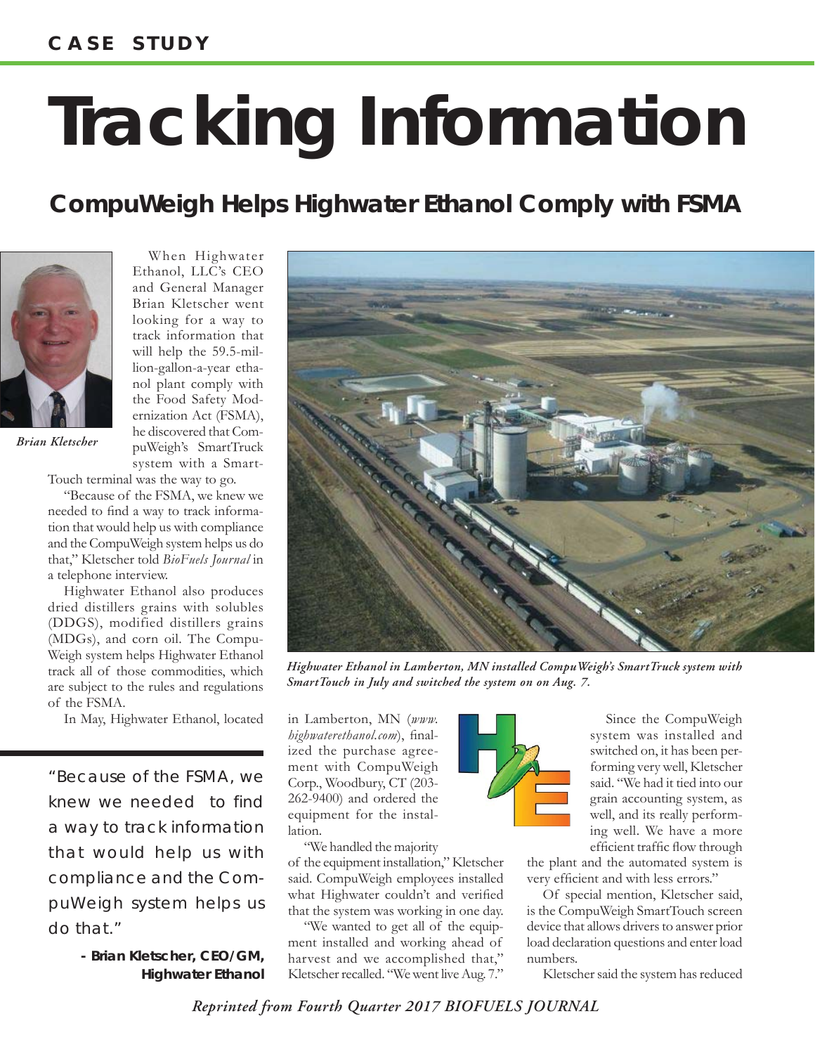CASE STUDY

# Tracking Information

## CompuWeigh Helps Highwater Ethanol Comply with FSMA

Brian Kletscher

When Highwater Ethanol, LLC's CEO and General Manager Brian Kletscher went looking for a way to track information that will help the 59.5-million-gallon-a-year ethanol plant comply with the Food Safety Modernization Act (FSMA), he discovered that CompuWeigh's SmartTruck system with a SmartTouch terminal was the way to go.

"Because of the FSMA, we knew we needed to find a way to track information that would help us with compliance and the CompuWeigh system helps us do that," Kletscher told *BioFuels Journal* in a telephone interview.

Highwater Ethanol also produces dried distillers grains with solubles (DDGS), modified distillers grains (MDGs), and corn oil. The CompuWeigh system helps Highwater Ethanol track all of those commodities, which are subject to the rules and regulations of the FSMA.

In May, Highwater Ethanol, located in Lamberton, MN (*www.highwaterethanol.com*), finalized the purchase agreement with CompuWeigh Corp., Woodbury, CT (203-262-9400) and ordered the equipment for the installation.

> "Because of the FSMA, we knew we needed to find a way to track information that would help us with compliance and the CompuWeigh system helps us do that."
>
> **- Brian Kletscher, CEO/GM, Highwater Ethanol**

*Highwater Ethanol in Lamberton, MN installed CompuWeigh's SmartTruck system with SmartTouch in July and switched the system on on Aug. 7.*

"We handled the majority of the equipment installation," Kletscher said. CompuWeigh employees installed what Highwater couldn't and verified that the system was working in one day.

"We wanted to get all of the equipment installed and working ahead of harvest and we accomplished that," Kletscher recalled. "We went live Aug. 7."

Since the CompuWeigh system was installed and switched on, it has been performing very well, Kletscher said. "We had it tied into our grain accounting system, as well, and its really performing well. We have a more efficient traffic flow through the plant and the automated system is very efficient and with less errors."

Of special mention, Kletscher said, is the CompuWeigh SmartTouch screen device that allows drivers to answer prior load declaration questions and enter load numbers.

Kletscher said the system has reduced

*Reprinted from Fourth Quarter 2017 BIOFUELS JOURNAL*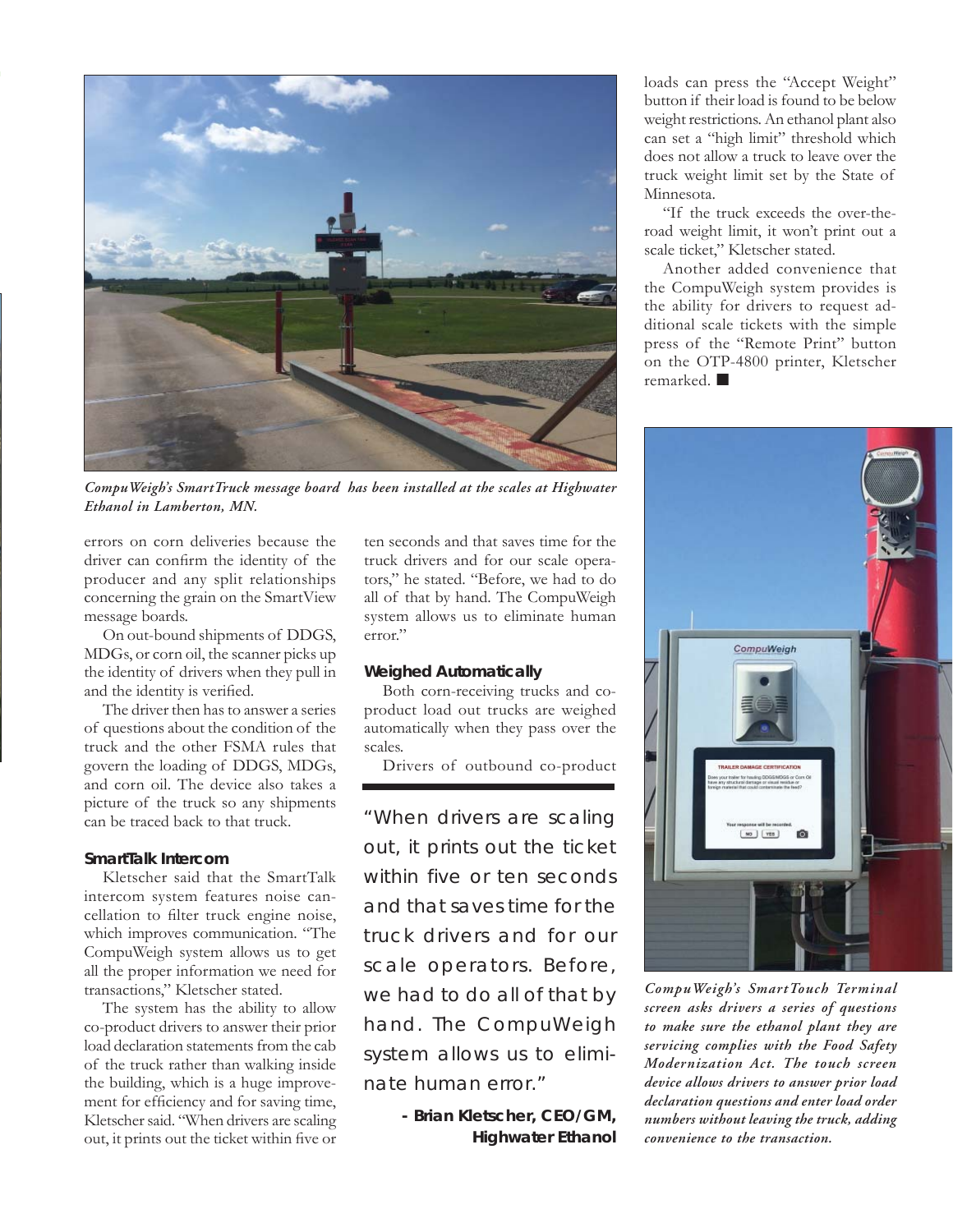*CompuWeigh's SmartTruck message board has been installed at the scales at Highwater Ethanol in Lamberton, MN.*

errors on corn deliveries because the driver can confirm the identity of the producer and any split relationships concerning the grain on the SmartView message boards.

On out-bound shipments of DDGS, MDGs, or corn oil, the scanner picks up the identity of drivers when they pull in and the identity is verified.

The driver then has to answer a series of questions about the condition of the truck and the other FSMA rules that govern the loading of DDGS, MDGs, and corn oil. The device also takes a picture of the truck so any shipments can be traced back to that truck.

### SmartTalk Intercom

Kletscher said that the SmartTalk intercom system features noise cancellation to filter truck engine noise, which improves communication. "The CompuWeigh system allows us to get all the proper information we need for transactions," Kletscher stated.

The system has the ability to allow co-product drivers to answer their prior load declaration statements from the cab of the truck rather than walking inside the building, which is a huge improvement for efficiency and for saving time, Kletscher said. "When drivers are scaling out, it prints out the ticket within five or ten seconds and that saves time for the truck drivers and for our scale operators," he stated. "Before, we had to do all of that by hand. The CompuWeigh system allows us to eliminate human error."

### Weighed Automatically

Both corn-receiving trucks and co-product load out trucks are weighed automatically when they pass over the scales.

Drivers of outbound co-product loads can press the "Accept Weight" button if their load is found to be below weight restrictions. An ethanol plant also can set a "high limit" threshold which does not allow a truck to leave over the truck weight limit set by the State of Minnesota.

"If the truck exceeds the over-the-road weight limit, it won't print out a scale ticket," Kletscher stated.

Another added convenience that the CompuWeigh system provides is the ability for drivers to request additional scale tickets with the simple press of the "Remote Print" button on the OTP-4800 printer, Kletscher remarked. ■

> "When drivers are scaling out, it prints out the ticket within five or ten seconds and that saves time for the truck drivers and for our scale operators. Before, we had to do all of that by hand. The CompuWeigh system allows us to eliminate human error."
>
> **- Brian Kletscher, CEO/GM, Highwater Ethanol**

*CompuWeigh's SmartTouch Terminal screen asks drivers a series of questions to make sure the ethanol plant they are servicing complies with the Food Safety Modernization Act. The touch screen device allows drivers to answer prior load declaration questions and enter load order numbers without leaving the truck, adding convenience to the transaction.*